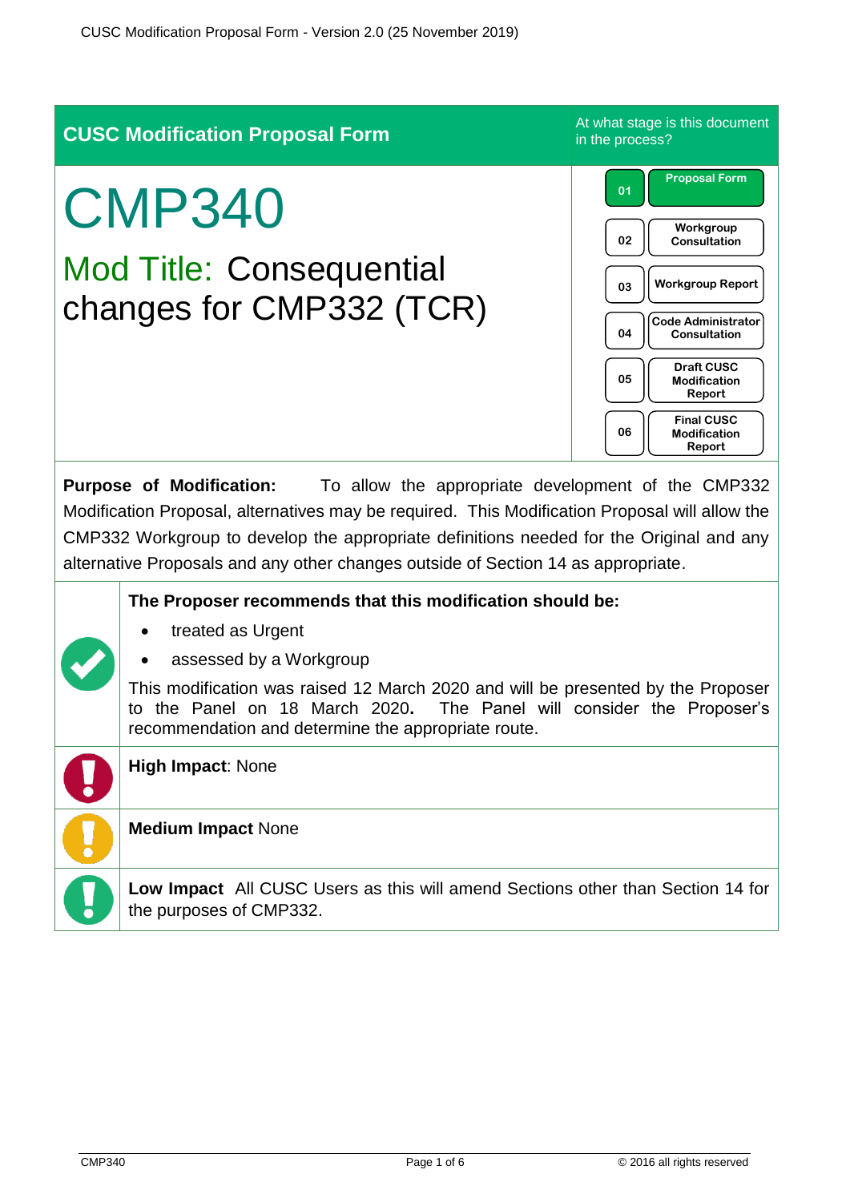## CUSC Modification Proposal Form

At what stage is this document in the process?

| | |
|---|---|
| 01 | Proposal Form |
| 02 | Workgroup Consultation |
| 03 | Workgroup Report |
| 04 | Code Administrator Consultation |
| 05 | Draft CUSC Modification Report |
| 06 | Final CUSC Modification Report |

# CMP340

## Mod Title: Consequential changes for CMP332 (TCR)

**Purpose of Modification:** To allow the appropriate development of the CMP332 Modification Proposal, alternatives may be required. This Modification Proposal will allow the CMP332 Workgroup to develop the appropriate definitions needed for the Original and any alternative Proposals and any other changes outside of Section 14 as appropriate.

**The Proposer recommends that this modification should be:**

- treated as Urgent
- assessed by a Workgroup

This modification was raised 12 March 2020 and will be presented by the Proposer to the Panel on 18 March 2020**.** The Panel will consider the Proposer's recommendation and determine the appropriate route.

**High Impact**: None

**Medium Impact** None

**Low Impact** All CUSC Users as this will amend Sections other than Section 14 for the purposes of CMP332.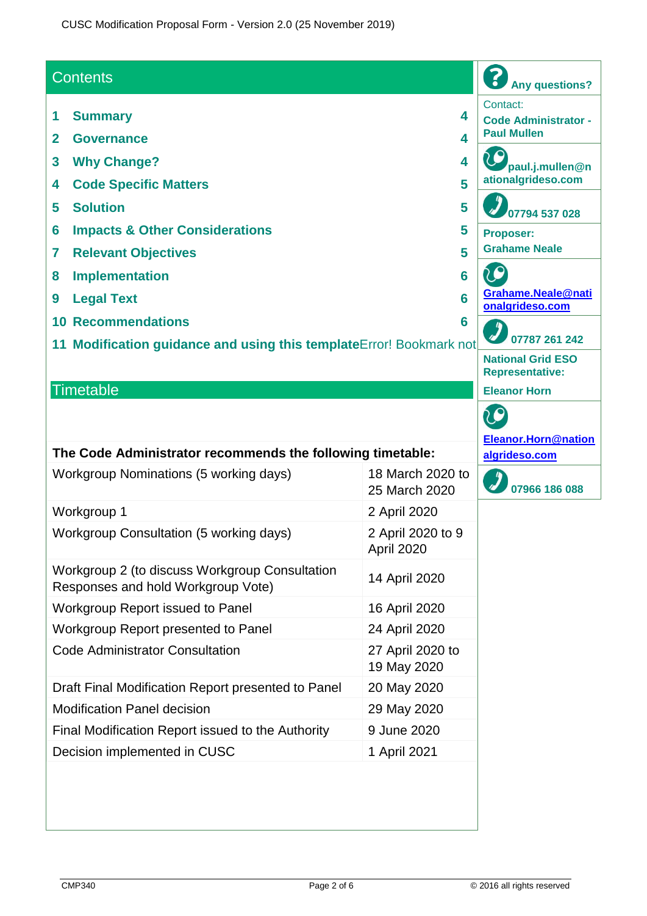## Contents

| | | |
|---|---|---|
| 1 | Summary | 4 |
| 2 | Governance | 4 |
| 3 | Why Change? | 4 |
| 4 | Code Specific Matters | 5 |
| 5 | Solution | 5 |
| 6 | Impacts & Other Considerations | 5 |
| 7 | Relevant Objectives | 5 |
| 8 | Implementation | 6 |
| 9 | Legal Text | 6 |
| 10 | Recommendations | 6 |
| 11 | Modification guidance and using this template | Error! Bookmark not |

**Any questions?**

Contact:
**Code Administrator - Paul Mullen**

**paul.j.mullen@nationalgrideso.com**

**07794 537 028**

**Proposer:**
**Grahame Neale**

**Grahame.Neale@nationalgrideso.com**

**07787 261 242**

**National Grid ESO Representative:**

**Eleanor Horn**

**Eleanor.Horn@nationalgrideso.com**

**07966 186 088**

## Timetable

| **The Code Administrator recommends the following timetable:** | |
|---|---|
| Workgroup Nominations (5 working days) | 18 March 2020 to 25 March 2020 |
| Workgroup 1 | 2 April 2020 |
| Workgroup Consultation (5 working days) | 2 April 2020 to 9 April 2020 |
| Workgroup 2 (to discuss Workgroup Consultation Responses and hold Workgroup Vote) | 14 April 2020 |
| Workgroup Report issued to Panel | 16 April 2020 |
| Workgroup Report presented to Panel | 24 April 2020 |
| Code Administrator Consultation | 27 April 2020 to 19 May 2020 |
| Draft Final Modification Report presented to Panel | 20 May 2020 |
| Modification Panel decision | 29 May 2020 |
| Final Modification Report issued to the Authority | 9 June 2020 |
| Decision implemented in CUSC | 1 April 2021 |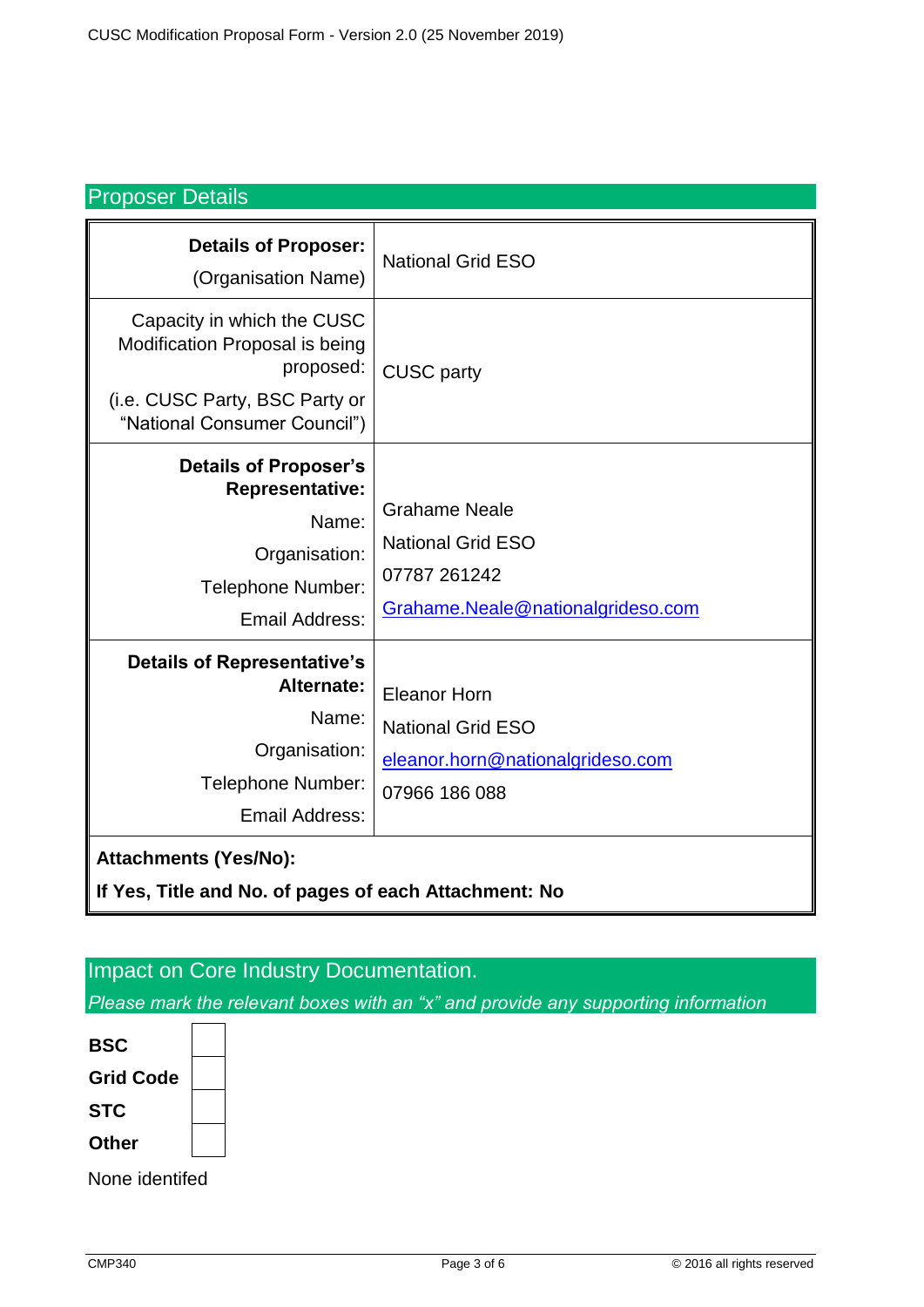## Proposer Details

| | |
|---|---|
| **Details of Proposer:**<br>(Organisation Name) | National Grid ESO |
| Capacity in which the CUSC Modification Proposal is being proposed:<br>(i.e. CUSC Party, BSC Party or "National Consumer Council") | CUSC party |
| **Details of Proposer's Representative:**<br>Name:<br>Organisation:<br>Telephone Number:<br>Email Address: | Grahame Neale<br>National Grid ESO<br>07787 261242<br>Grahame.Neale@nationalgrideso.com |
| **Details of Representative's Alternate:**<br>Name:<br>Organisation:<br>Telephone Number:<br>Email Address: | Eleanor Horn<br>National Grid ESO<br>eleanor.horn@nationalgrideso.com<br>07966 186 088 |
| **Attachments (Yes/No):**<br>**If Yes, Title and No. of pages of each Attachment: No** | |

## Impact on Core Industry Documentation.

*Please mark the relevant boxes with an "x" and provide any supporting information*

| | |
|---|---|
| **BSC** | |
| **Grid Code** | |
| **STC** | |
| **Other** | |

None identifed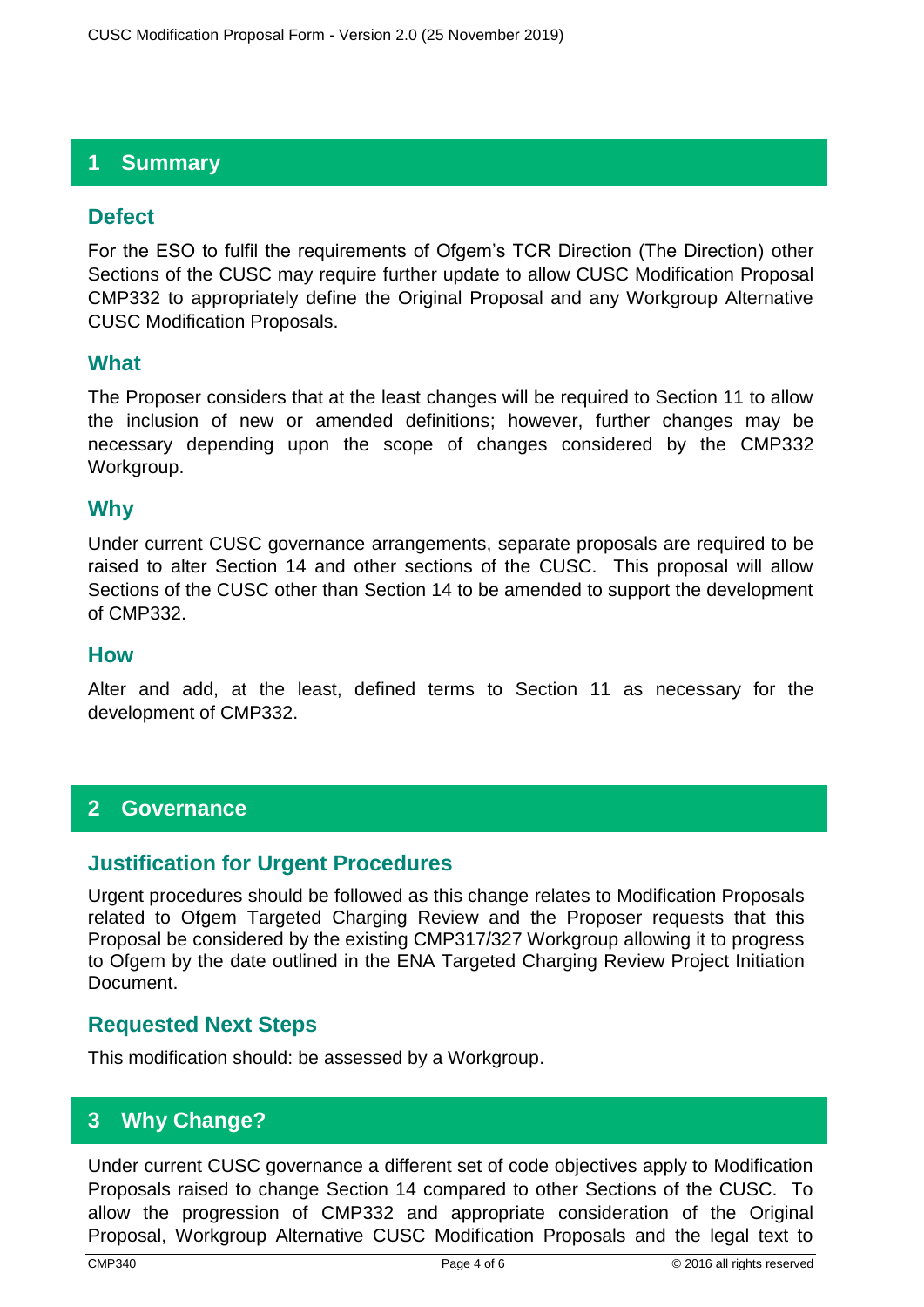## 1 Summary

### Defect

For the ESO to fulfil the requirements of Ofgem's TCR Direction (The Direction) other Sections of the CUSC may require further update to allow CUSC Modification Proposal CMP332 to appropriately define the Original Proposal and any Workgroup Alternative CUSC Modification Proposals.

### What

The Proposer considers that at the least changes will be required to Section 11 to allow the inclusion of new or amended definitions; however, further changes may be necessary depending upon the scope of changes considered by the CMP332 Workgroup.

### Why

Under current CUSC governance arrangements, separate proposals are required to be raised to alter Section 14 and other sections of the CUSC. This proposal will allow Sections of the CUSC other than Section 14 to be amended to support the development of CMP332.

### How

Alter and add, at the least, defined terms to Section 11 as necessary for the development of CMP332.

## 2 Governance

### Justification for Urgent Procedures

Urgent procedures should be followed as this change relates to Modification Proposals related to Ofgem Targeted Charging Review and the Proposer requests that this Proposal be considered by the existing CMP317/327 Workgroup allowing it to progress to Ofgem by the date outlined in the ENA Targeted Charging Review Project Initiation Document.

### Requested Next Steps

This modification should: be assessed by a Workgroup.

## 3 Why Change?

Under current CUSC governance a different set of code objectives apply to Modification Proposals raised to change Section 14 compared to other Sections of the CUSC. To allow the progression of CMP332 and appropriate consideration of the Original Proposal, Workgroup Alternative CUSC Modification Proposals and the legal text to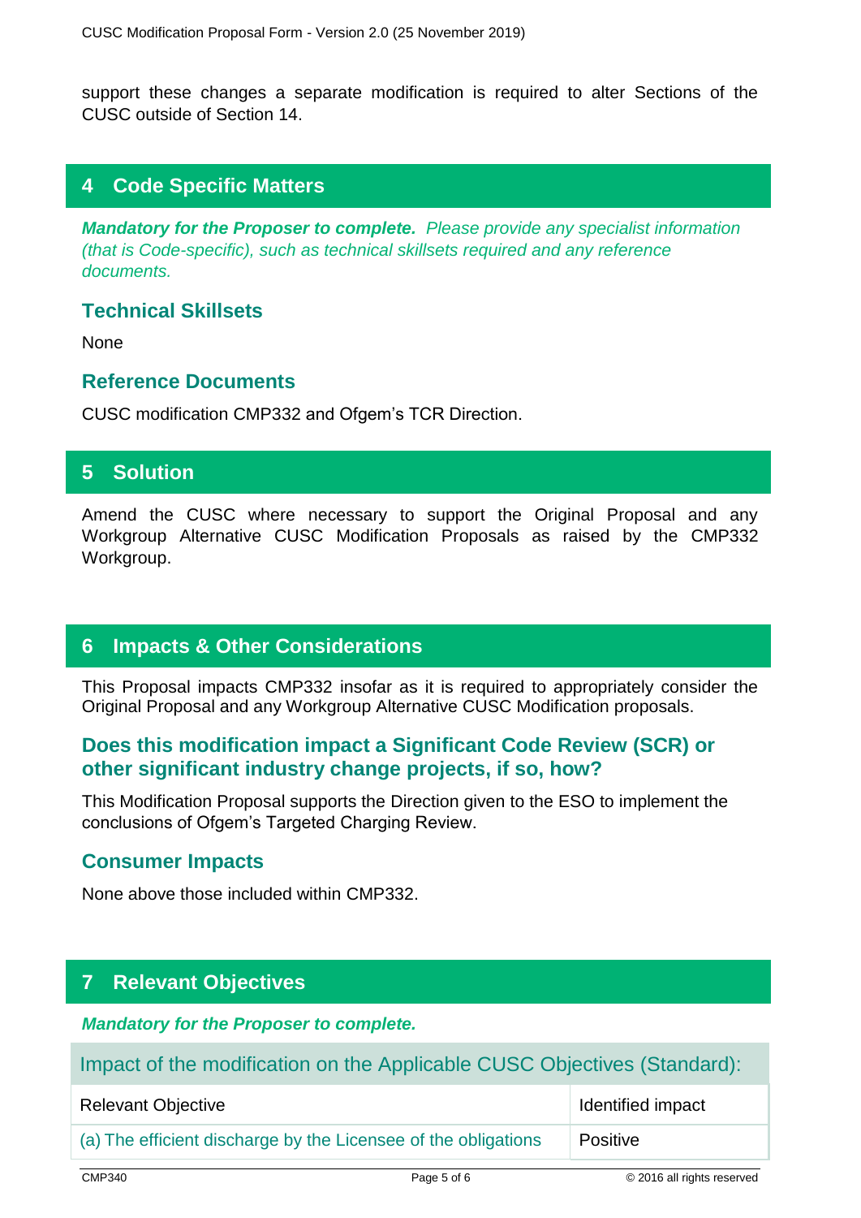support these changes a separate modification is required to alter Sections of the CUSC outside of Section 14.

## 4 Code Specific Matters

***Mandatory for the Proposer to complete.*** *Please provide any specialist information (that is Code-specific), such as technical skillsets required and any reference documents.*

### Technical Skillsets

None

### Reference Documents

CUSC modification CMP332 and Ofgem's TCR Direction.

## 5 Solution

Amend the CUSC where necessary to support the Original Proposal and any Workgroup Alternative CUSC Modification Proposals as raised by the CMP332 Workgroup.

## 6 Impacts & Other Considerations

This Proposal impacts CMP332 insofar as it is required to appropriately consider the Original Proposal and any Workgroup Alternative CUSC Modification proposals.

### Does this modification impact a Significant Code Review (SCR) or other significant industry change projects, if so, how?

This Modification Proposal supports the Direction given to the ESO to implement the conclusions of Ofgem's Targeted Charging Review.

### Consumer Impacts

None above those included within CMP332.

## 7 Relevant Objectives

***Mandatory for the Proposer to complete.***

| Impact of the modification on the Applicable CUSC Objectives (Standard): | |
|---|---|
| Relevant Objective | Identified impact |
| (a) The efficient discharge by the Licensee of the obligations | Positive |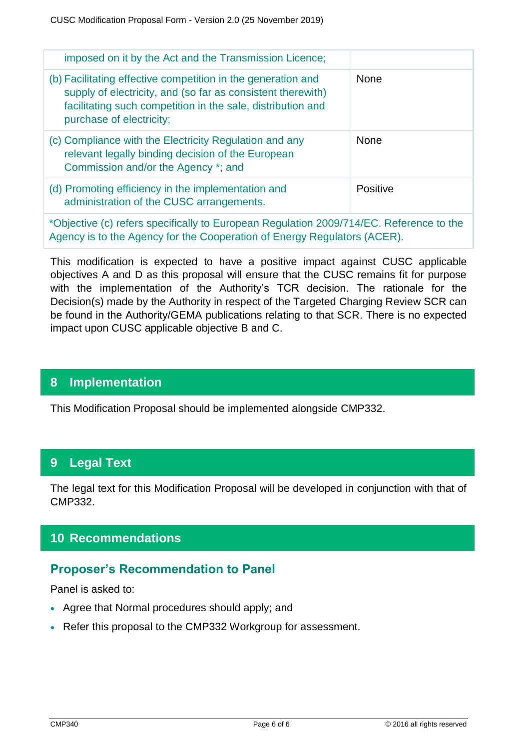| | |
|---|---|
| imposed on it by the Act and the Transmission Licence; | |
| (b) Facilitating effective competition in the generation and supply of electricity, and (so far as consistent therewith) facilitating such competition in the sale, distribution and purchase of electricity; | None |
| (c) Compliance with the Electricity Regulation and any relevant legally binding decision of the European Commission and/or the Agency *; and | None |
| (d) Promoting efficiency in the implementation and administration of the CUSC arrangements. | Positive |
| *Objective (c) refers specifically to European Regulation 2009/714/EC. Reference to the Agency is to the Agency for the Cooperation of Energy Regulators (ACER). | |

This modification is expected to have a positive impact against CUSC applicable objectives A and D as this proposal will ensure that the CUSC remains fit for purpose with the implementation of the Authority's TCR decision. The rationale for the Decision(s) made by the Authority in respect of the Targeted Charging Review SCR can be found in the Authority/GEMA publications relating to that SCR. There is no expected impact upon CUSC applicable objective B and C.

## 8 Implementation

This Modification Proposal should be implemented alongside CMP332.

## 9 Legal Text

The legal text for this Modification Proposal will be developed in conjunction with that of CMP332.

## 10 Recommendations

### Proposer's Recommendation to Panel

Panel is asked to:

- Agree that Normal procedures should apply; and
- Refer this proposal to the CMP332 Workgroup for assessment.